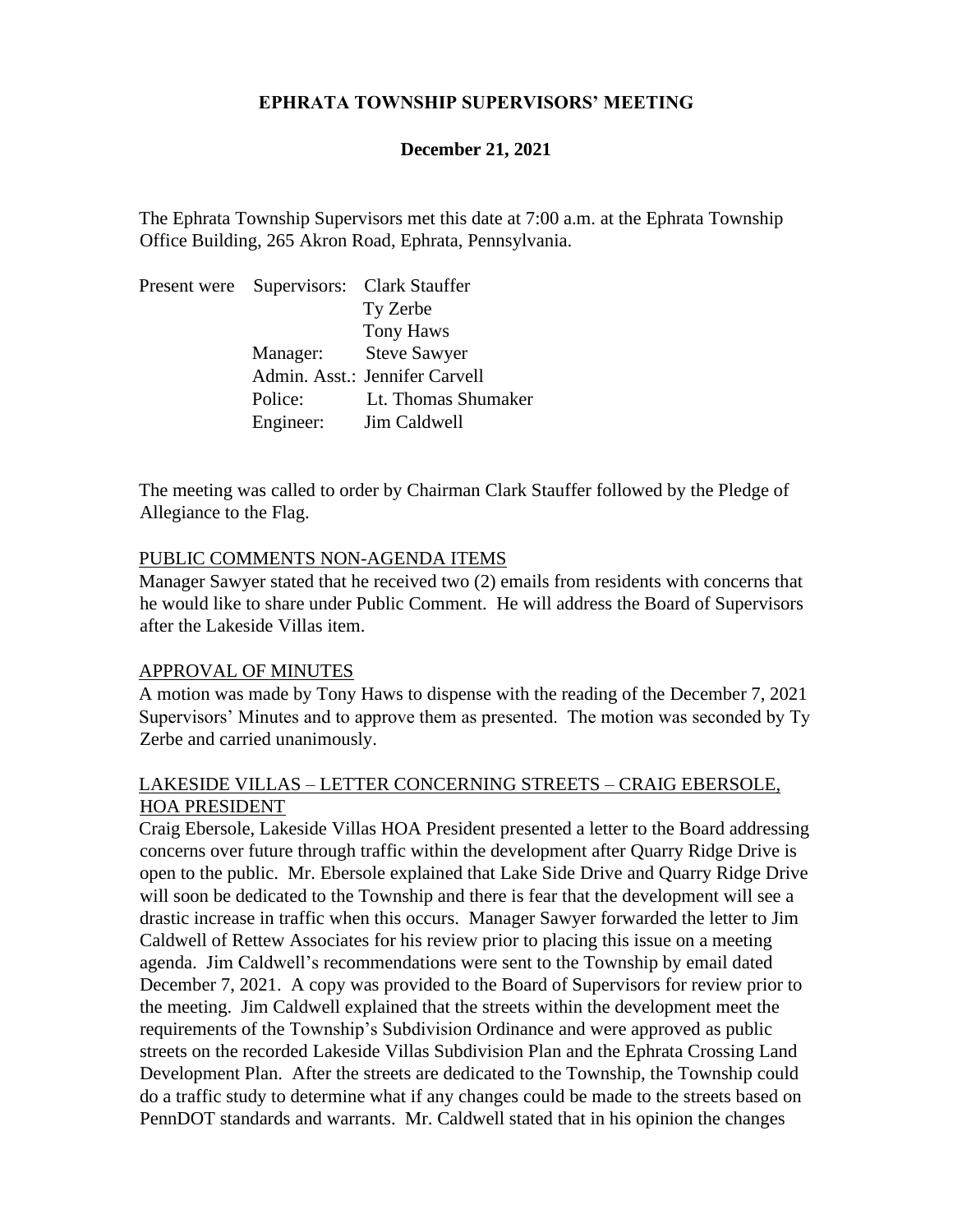# EPHRATA TOWNSHIP SUPERVISORS' MEETING

## December 21, 2021

The Ephrata Township Supervisors met this date at 7:00 a.m. at the Ephrata Township Office Building, 265 Akron Road, Ephrata, Pennsylvania.

| Present were | | |
|---|---|---|
| | Supervisors: | Clark Stauffer |
| | | Ty Zerbe |
| | | Tony Haws |
| | Manager: | Steve Sawyer |
| | Admin. Asst.: | Jennifer Carvell |
| | Police: | Lt. Thomas Shumaker |
| | Engineer: | Jim Caldwell |

The meeting was called to order by Chairman Clark Stauffer followed by the Pledge of Allegiance to the Flag.

PUBLIC COMMENTS NON-AGENDA ITEMS

Manager Sawyer stated that he received two (2) emails from residents with concerns that he would like to share under Public Comment. He will address the Board of Supervisors after the Lakeside Villas item.

APPROVAL OF MINUTES

A motion was made by Tony Haws to dispense with the reading of the December 7, 2021 Supervisors' Minutes and to approve them as presented. The motion was seconded by Ty Zerbe and carried unanimously.

LAKESIDE VILLAS – LETTER CONCERNING STREETS – CRAIG EBERSOLE, HOA PRESIDENT

Craig Ebersole, Lakeside Villas HOA President presented a letter to the Board addressing concerns over future through traffic within the development after Quarry Ridge Drive is open to the public. Mr. Ebersole explained that Lake Side Drive and Quarry Ridge Drive will soon be dedicated to the Township and there is fear that the development will see a drastic increase in traffic when this occurs. Manager Sawyer forwarded the letter to Jim Caldwell of Rettew Associates for his review prior to placing this issue on a meeting agenda. Jim Caldwell's recommendations were sent to the Township by email dated December 7, 2021. A copy was provided to the Board of Supervisors for review prior to the meeting. Jim Caldwell explained that the streets within the development meet the requirements of the Township's Subdivision Ordinance and were approved as public streets on the recorded Lakeside Villas Subdivision Plan and the Ephrata Crossing Land Development Plan. After the streets are dedicated to the Township, the Township could do a traffic study to determine what if any changes could be made to the streets based on PennDOT standards and warrants. Mr. Caldwell stated that in his opinion the changes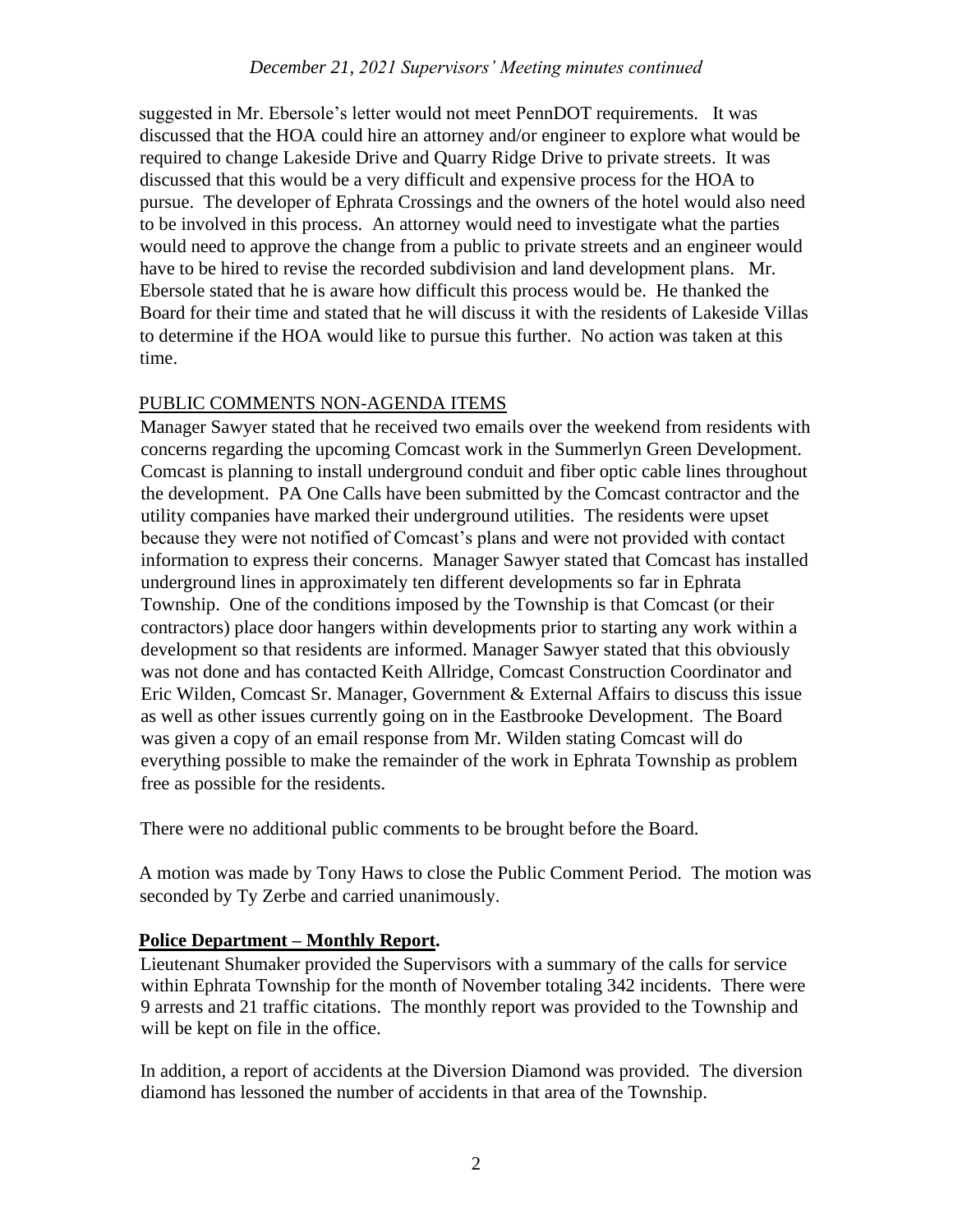suggested in Mr. Ebersole's letter would not meet PennDOT requirements. It was discussed that the HOA could hire an attorney and/or engineer to explore what would be required to change Lakeside Drive and Quarry Ridge Drive to private streets. It was discussed that this would be a very difficult and expensive process for the HOA to pursue. The developer of Ephrata Crossings and the owners of the hotel would also need to be involved in this process. An attorney would need to investigate what the parties would need to approve the change from a public to private streets and an engineer would have to be hired to revise the recorded subdivision and land development plans. Mr. Ebersole stated that he is aware how difficult this process would be. He thanked the Board for their time and stated that he will discuss it with the residents of Lakeside Villas to determine if the HOA would like to pursue this further. No action was taken at this time.

PUBLIC COMMENTS NON-AGENDA ITEMS

Manager Sawyer stated that he received two emails over the weekend from residents with concerns regarding the upcoming Comcast work in the Summerlyn Green Development. Comcast is planning to install underground conduit and fiber optic cable lines throughout the development. PA One Calls have been submitted by the Comcast contractor and the utility companies have marked their underground utilities. The residents were upset because they were not notified of Comcast's plans and were not provided with contact information to express their concerns. Manager Sawyer stated that Comcast has installed underground lines in approximately ten different developments so far in Ephrata Township. One of the conditions imposed by the Township is that Comcast (or their contractors) place door hangers within developments prior to starting any work within a development so that residents are informed. Manager Sawyer stated that this obviously was not done and has contacted Keith Allridge, Comcast Construction Coordinator and Eric Wilden, Comcast Sr. Manager, Government & External Affairs to discuss this issue as well as other issues currently going on in the Eastbrooke Development. The Board was given a copy of an email response from Mr. Wilden stating Comcast will do everything possible to make the remainder of the work in Ephrata Township as problem free as possible for the residents.

There were no additional public comments to be brought before the Board.

A motion was made by Tony Haws to close the Public Comment Period. The motion was seconded by Ty Zerbe and carried unanimously.

**Police Department – Monthly Report.**

Lieutenant Shumaker provided the Supervisors with a summary of the calls for service within Ephrata Township for the month of November totaling 342 incidents. There were 9 arrests and 21 traffic citations. The monthly report was provided to the Township and will be kept on file in the office.

In addition, a report of accidents at the Diversion Diamond was provided. The diversion diamond has lessoned the number of accidents in that area of the Township.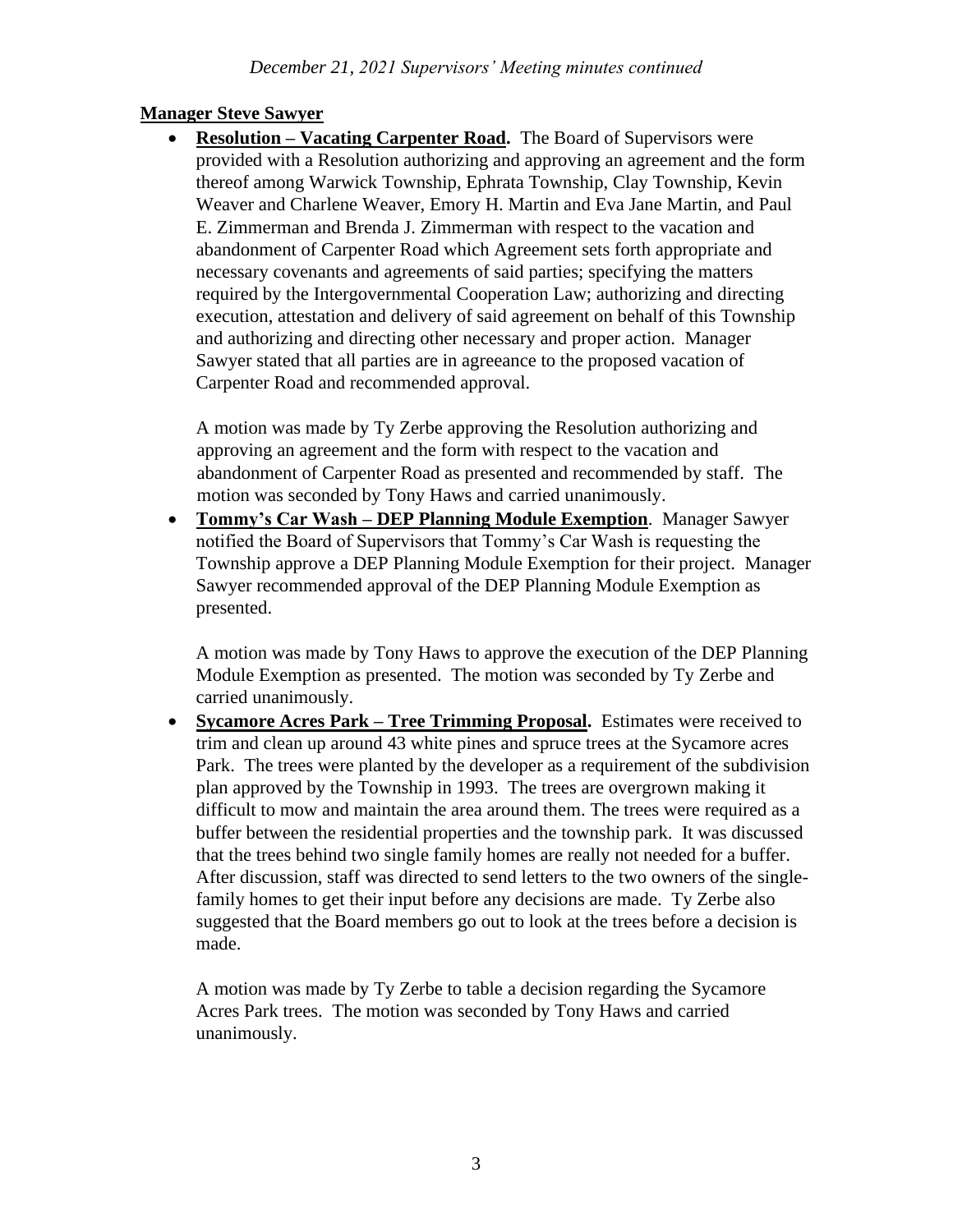**Manager Steve Sawyer**

- **Resolution – Vacating Carpenter Road.** The Board of Supervisors were provided with a Resolution authorizing and approving an agreement and the form thereof among Warwick Township, Ephrata Township, Clay Township, Kevin Weaver and Charlene Weaver, Emory H. Martin and Eva Jane Martin, and Paul E. Zimmerman and Brenda J. Zimmerman with respect to the vacation and abandonment of Carpenter Road which Agreement sets forth appropriate and necessary covenants and agreements of said parties; specifying the matters required by the Intergovernmental Cooperation Law; authorizing and directing execution, attestation and delivery of said agreement on behalf of this Township and authorizing and directing other necessary and proper action. Manager Sawyer stated that all parties are in agreeance to the proposed vacation of Carpenter Road and recommended approval.

  A motion was made by Ty Zerbe approving the Resolution authorizing and approving an agreement and the form with respect to the vacation and abandonment of Carpenter Road as presented and recommended by staff. The motion was seconded by Tony Haws and carried unanimously.

- **Tommy's Car Wash – DEP Planning Module Exemption**. Manager Sawyer notified the Board of Supervisors that Tommy's Car Wash is requesting the Township approve a DEP Planning Module Exemption for their project. Manager Sawyer recommended approval of the DEP Planning Module Exemption as presented.

  A motion was made by Tony Haws to approve the execution of the DEP Planning Module Exemption as presented. The motion was seconded by Ty Zerbe and carried unanimously.

- **Sycamore Acres Park – Tree Trimming Proposal.** Estimates were received to trim and clean up around 43 white pines and spruce trees at the Sycamore acres Park. The trees were planted by the developer as a requirement of the subdivision plan approved by the Township in 1993. The trees are overgrown making it difficult to mow and maintain the area around them. The trees were required as a buffer between the residential properties and the township park. It was discussed that the trees behind two single family homes are really not needed for a buffer. After discussion, staff was directed to send letters to the two owners of the single-family homes to get their input before any decisions are made. Ty Zerbe also suggested that the Board members go out to look at the trees before a decision is made.

  A motion was made by Ty Zerbe to table a decision regarding the Sycamore Acres Park trees. The motion was seconded by Tony Haws and carried unanimously.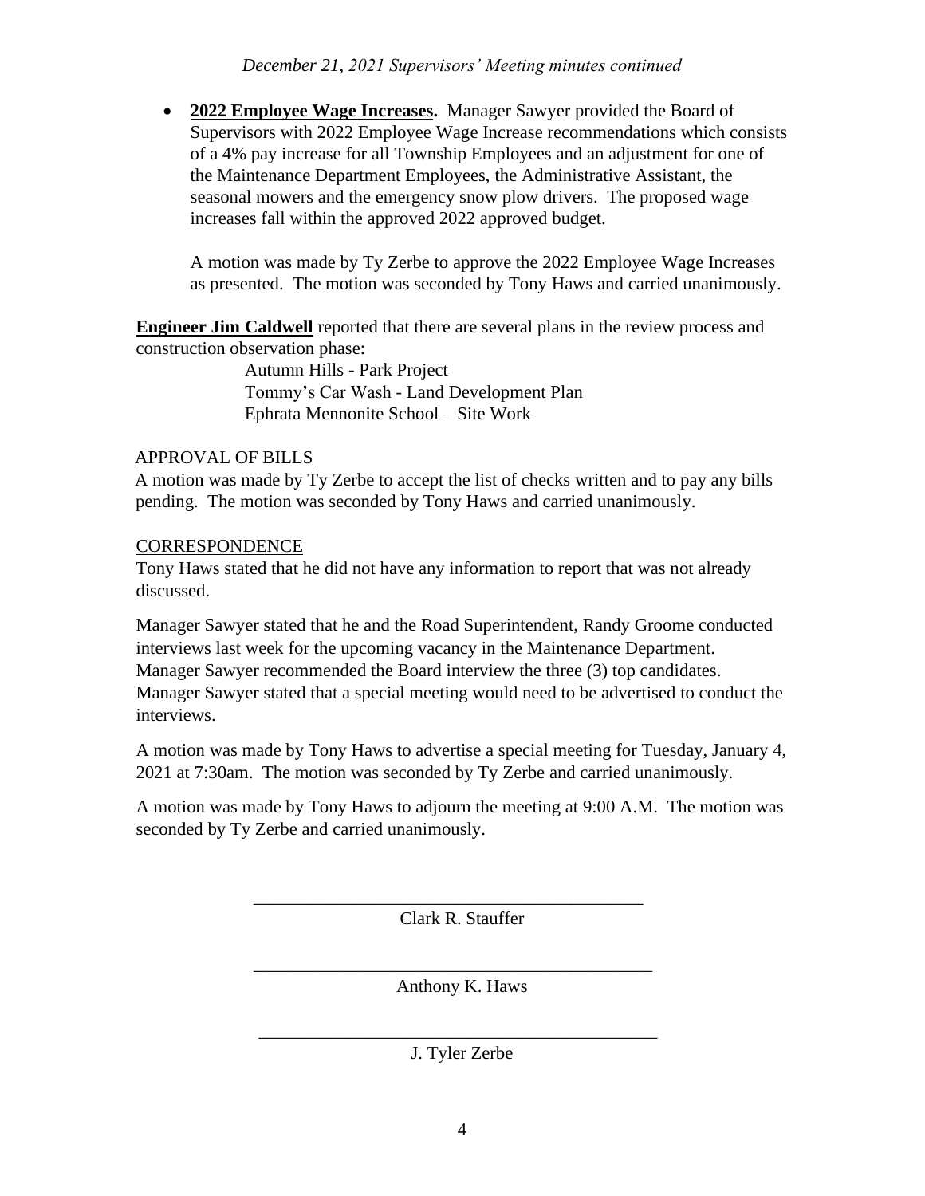- **2022 Employee Wage Increases.** Manager Sawyer provided the Board of Supervisors with 2022 Employee Wage Increase recommendations which consists of a 4% pay increase for all Township Employees and an adjustment for one of the Maintenance Department Employees, the Administrative Assistant, the seasonal mowers and the emergency snow plow drivers. The proposed wage increases fall within the approved 2022 approved budget.

  A motion was made by Ty Zerbe to approve the 2022 Employee Wage Increases as presented. The motion was seconded by Tony Haws and carried unanimously.

**Engineer Jim Caldwell** reported that there are several plans in the review process and construction observation phase:

Autumn Hills - Park Project
Tommy's Car Wash - Land Development Plan
Ephrata Mennonite School – Site Work

APPROVAL OF BILLS

A motion was made by Ty Zerbe to accept the list of checks written and to pay any bills pending. The motion was seconded by Tony Haws and carried unanimously.

CORRESPONDENCE

Tony Haws stated that he did not have any information to report that was not already discussed.

Manager Sawyer stated that he and the Road Superintendent, Randy Groome conducted interviews last week for the upcoming vacancy in the Maintenance Department. Manager Sawyer recommended the Board interview the three (3) top candidates. Manager Sawyer stated that a special meeting would need to be advertised to conduct the interviews.

A motion was made by Tony Haws to advertise a special meeting for Tuesday, January 4, 2021 at 7:30am. The motion was seconded by Ty Zerbe and carried unanimously.

A motion was made by Tony Haws to adjourn the meeting at 9:00 A.M. The motion was seconded by Ty Zerbe and carried unanimously.

\_\_\_\_\_\_\_\_\_\_\_\_\_\_\_\_\_\_\_\_\_\_\_\_\_\_\_\_\_\_\_\_\_\_\_\_\_\_\_\_
Clark R. Stauffer

\_\_\_\_\_\_\_\_\_\_\_\_\_\_\_\_\_\_\_\_\_\_\_\_\_\_\_\_\_\_\_\_\_\_\_\_\_\_\_\_
Anthony K. Haws

\_\_\_\_\_\_\_\_\_\_\_\_\_\_\_\_\_\_\_\_\_\_\_\_\_\_\_\_\_\_\_\_\_\_\_\_\_\_\_\_
J. Tyler Zerbe